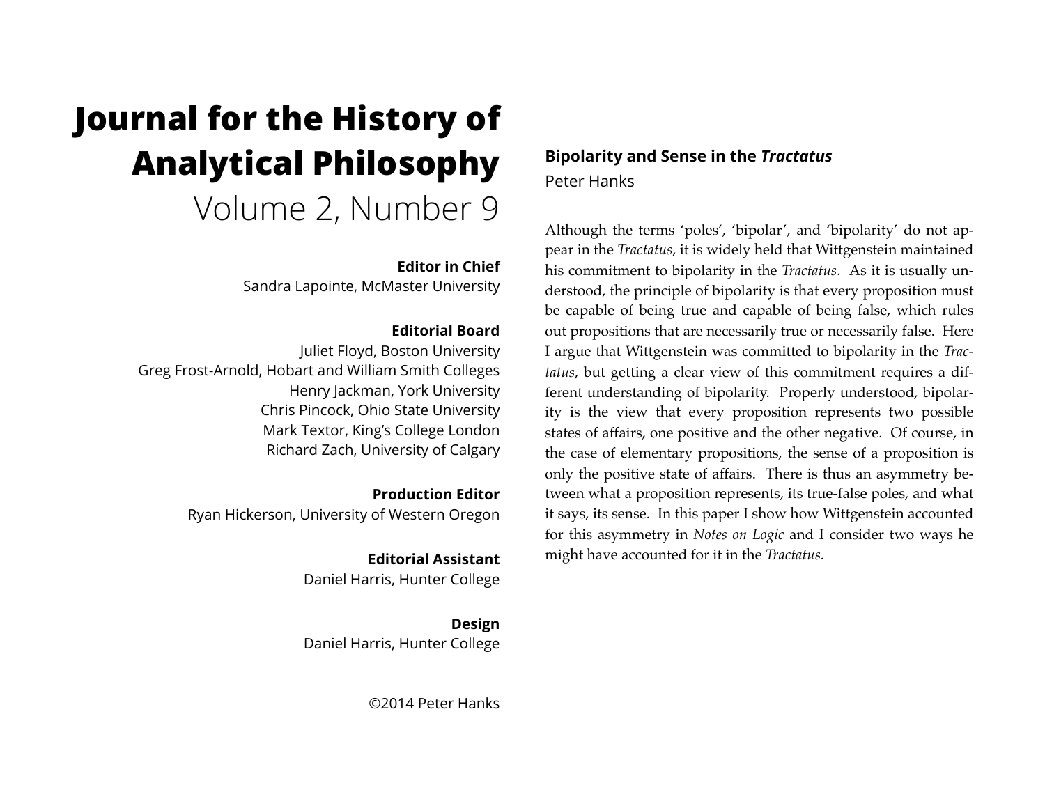# Journal for the History of Analytical Philosophy

Volume 2, Number 9

**Editor in Chief**
Sandra Lapointe, McMaster University

**Editorial Board**
Juliet Floyd, Boston University
Greg Frost-Arnold, Hobart and William Smith Colleges
Henry Jackman, York University
Chris Pincock, Ohio State University
Mark Textor, King's College London
Richard Zach, University of Calgary

**Production Editor**
Ryan Hickerson, University of Western Oregon

**Editorial Assistant**
Daniel Harris, Hunter College

**Design**
Daniel Harris, Hunter College

©2014 Peter Hanks

## Bipolarity and Sense in the *Tractatus*

Peter Hanks

Although the terms 'poles', 'bipolar', and 'bipolarity' do not appear in the *Tractatus*, it is widely held that Wittgenstein maintained his commitment to bipolarity in the *Tractatus*. As it is usually understood, the principle of bipolarity is that every proposition must be capable of being true and capable of being false, which rules out propositions that are necessarily true or necessarily false. Here I argue that Wittgenstein was committed to bipolarity in the *Tractatus*, but getting a clear view of this commitment requires a different understanding of bipolarity. Properly understood, bipolarity is the view that every proposition represents two possible states of affairs, one positive and the other negative. Of course, in the case of elementary propositions, the sense of a proposition is only the positive state of affairs. There is thus an asymmetry between what a proposition represents, its true-false poles, and what it says, its sense. In this paper I show how Wittgenstein accounted for this asymmetry in *Notes on Logic* and I consider two ways he might have accounted for it in the *Tractatus.*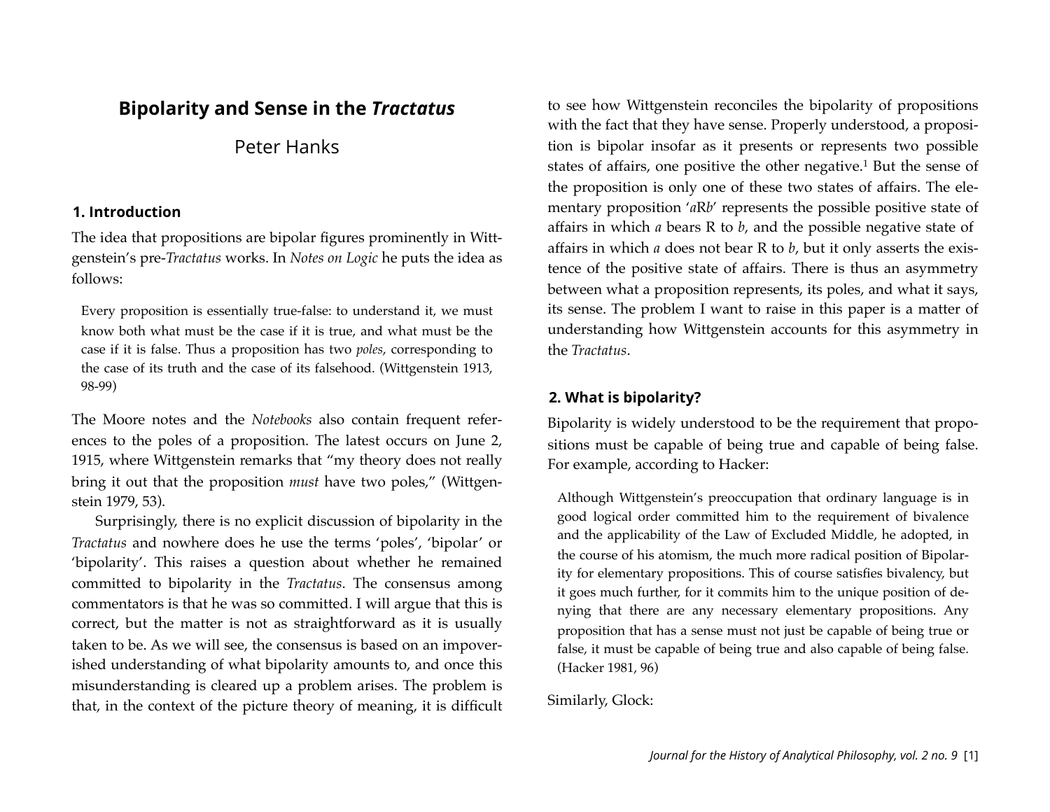# Bipolarity and Sense in the *Tractatus*

Peter Hanks

## 1. Introduction

The idea that propositions are bipolar figures prominently in Wittgenstein's pre-*Tractatus* works. In *Notes on Logic* he puts the idea as follows:

> Every proposition is essentially true-false: to understand it, we must know both what must be the case if it is true, and what must be the case if it is false. Thus a proposition has two *poles*, corresponding to the case of its truth and the case of its falsehood. (Wittgenstein 1913, 98-99)

The Moore notes and the *Notebooks* also contain frequent references to the poles of a proposition. The latest occurs on June 2, 1915, where Wittgenstein remarks that "my theory does not really bring it out that the proposition *must* have two poles," (Wittgenstein 1979, 53).

Surprisingly, there is no explicit discussion of bipolarity in the *Tractatus* and nowhere does he use the terms 'poles', 'bipolar' or 'bipolarity'. This raises a question about whether he remained committed to bipolarity in the *Tractatus*. The consensus among commentators is that he was so committed. I will argue that this is correct, but the matter is not as straightforward as it is usually taken to be. As we will see, the consensus is based on an impoverished understanding of what bipolarity amounts to, and once this misunderstanding is cleared up a problem arises. The problem is that, in the context of the picture theory of meaning, it is difficult to see how Wittgenstein reconciles the bipolarity of propositions with the fact that they have sense. Properly understood, a proposition is bipolar insofar as it presents or represents two possible states of affairs, one positive the other negative.[1] But the sense of the proposition is only one of these two states of affairs. The elementary proposition '*a*R*b*' represents the possible positive state of affairs in which *a* bears R to *b*, and the possible negative state of affairs in which *a* does not bear R to *b*, but it only asserts the existence of the positive state of affairs. There is thus an asymmetry between what a proposition represents, its poles, and what it says, its sense. The problem I want to raise in this paper is a matter of understanding how Wittgenstein accounts for this asymmetry in the *Tractatus*.

## 2. What is bipolarity?

Bipolarity is widely understood to be the requirement that propositions must be capable of being true and capable of being false. For example, according to Hacker:

> Although Wittgenstein's preoccupation that ordinary language is in good logical order committed him to the requirement of bivalence and the applicability of the Law of Excluded Middle, he adopted, in the course of his atomism, the much more radical position of Bipolarity for elementary propositions. This of course satisfies bivalency, but it goes much further, for it commits him to the unique position of denying that there are any necessary elementary propositions. Any proposition that has a sense must not just be capable of being true or false, it must be capable of being true and also capable of being false. (Hacker 1981, 96)

Similarly, Glock: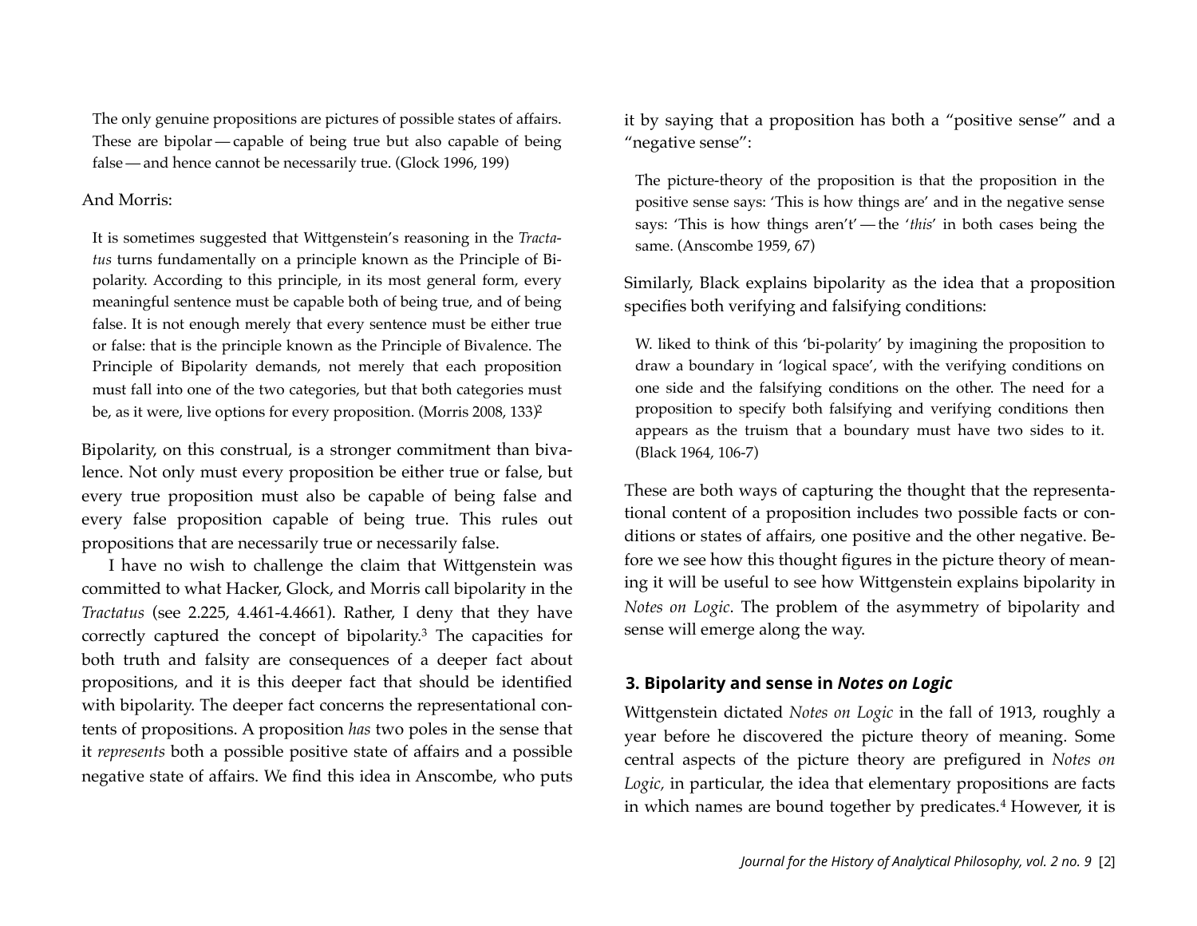> The only genuine propositions are pictures of possible states of affairs. These are bipolar — capable of being true but also capable of being false — and hence cannot be necessarily true. (Glock 1996, 199)

And Morris:

> It is sometimes suggested that Wittgenstein's reasoning in the *Tractatus* turns fundamentally on a principle known as the Principle of Bipolarity. According to this principle, in its most general form, every meaningful sentence must be capable both of being true, and of being false. It is not enough merely that every sentence must be either true or false: that is the principle known as the Principle of Bivalence. The Principle of Bipolarity demands, not merely that each proposition must fall into one of the two categories, but that both categories must be, as it were, live options for every proposition. (Morris 2008, 133)[2]

Bipolarity, on this construal, is a stronger commitment than bivalence. Not only must every proposition be either true or false, but every true proposition must also be capable of being false and every false proposition capable of being true. This rules out propositions that are necessarily true or necessarily false.

I have no wish to challenge the claim that Wittgenstein was committed to what Hacker, Glock, and Morris call bipolarity in the *Tractatus* (see 2.225, 4.461-4.4661). Rather, I deny that they have correctly captured the concept of bipolarity.[3] The capacities for both truth and falsity are consequences of a deeper fact about propositions, and it is this deeper fact that should be identified with bipolarity. The deeper fact concerns the representational contents of propositions. A proposition *has* two poles in the sense that it *represents* both a possible positive state of affairs and a possible negative state of affairs. We find this idea in Anscombe, who puts it by saying that a proposition has both a "positive sense" and a "negative sense":

> The picture-theory of the proposition is that the proposition in the positive sense says: 'This is how things are' and in the negative sense says: 'This is how things aren't' — the '*this*' in both cases being the same. (Anscombe 1959, 67)

Similarly, Black explains bipolarity as the idea that a proposition specifies both verifying and falsifying conditions:

> W. liked to think of this 'bi-polarity' by imagining the proposition to draw a boundary in 'logical space', with the verifying conditions on one side and the falsifying conditions on the other. The need for a proposition to specify both falsifying and verifying conditions then appears as the truism that a boundary must have two sides to it. (Black 1964, 106-7)

These are both ways of capturing the thought that the representational content of a proposition includes two possible facts or conditions or states of affairs, one positive and the other negative. Before we see how this thought figures in the picture theory of meaning it will be useful to see how Wittgenstein explains bipolarity in *Notes on Logic*. The problem of the asymmetry of bipolarity and sense will emerge along the way.

## 3. Bipolarity and sense in *Notes on Logic*

Wittgenstein dictated *Notes on Logic* in the fall of 1913, roughly a year before he discovered the picture theory of meaning. Some central aspects of the picture theory are prefigured in *Notes on Logic*, in particular, the idea that elementary propositions are facts in which names are bound together by predicates.[4] However, it is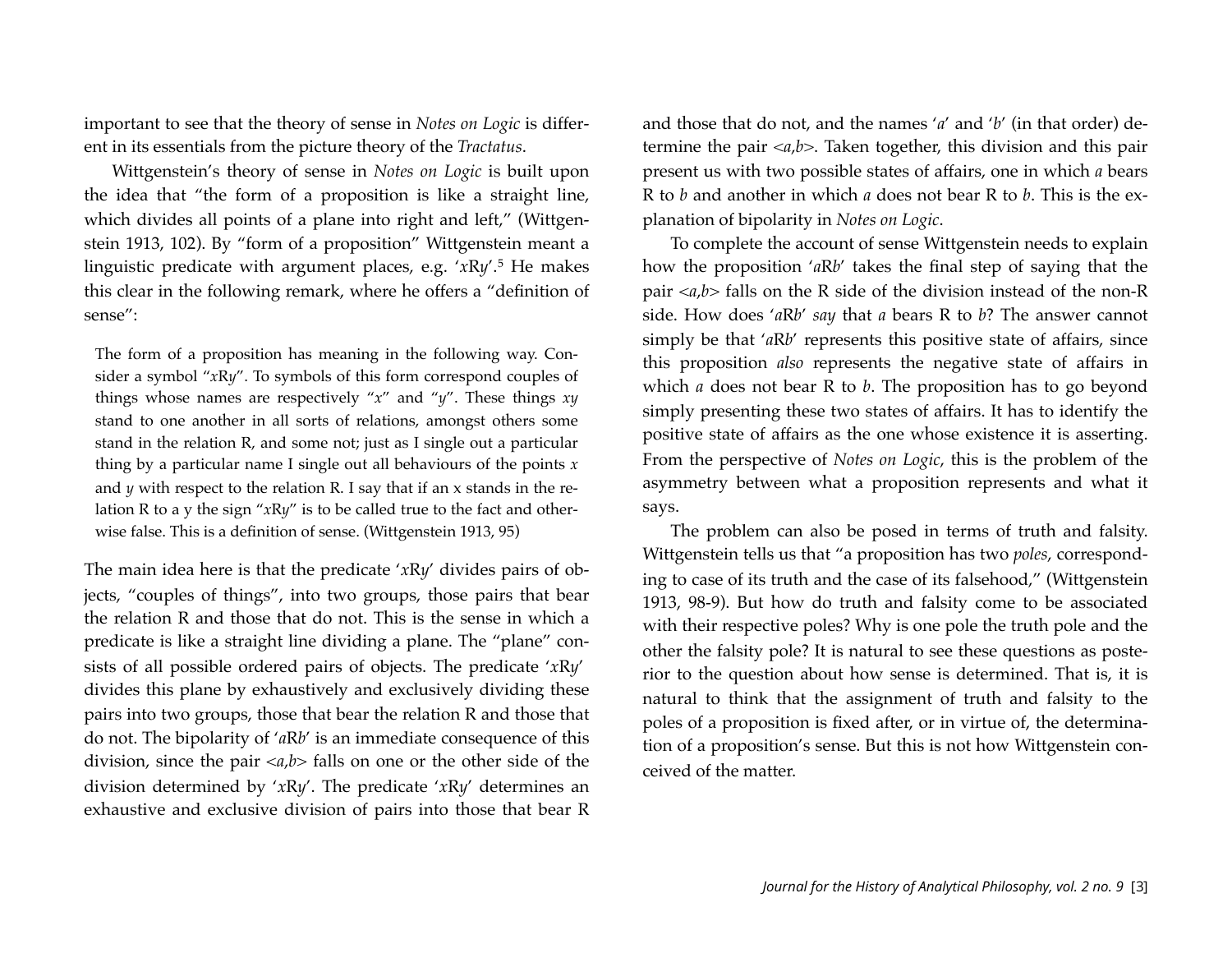important to see that the theory of sense in *Notes on Logic* is different in its essentials from the picture theory of the *Tractatus*.

Wittgenstein's theory of sense in *Notes on Logic* is built upon the idea that "the form of a proposition is like a straight line, which divides all points of a plane into right and left," (Wittgenstein 1913, 102). By "form of a proposition" Wittgenstein meant a linguistic predicate with argument places, e.g. '*x*R*y*'.[5] He makes this clear in the following remark, where he offers a "definition of sense":

> The form of a proposition has meaning in the following way. Consider a symbol "*x*R*y*". To symbols of this form correspond couples of things whose names are respectively "*x*" and "*y*". These things *xy* stand to one another in all sorts of relations, amongst others some stand in the relation R, and some not; just as I single out a particular thing by a particular name I single out all behaviours of the points *x* and *y* with respect to the relation R. I say that if an x stands in the relation R to a y the sign "*x*R*y*" is to be called true to the fact and otherwise false. This is a definition of sense. (Wittgenstein 1913, 95)

The main idea here is that the predicate '*x*R*y*' divides pairs of objects, "couples of things", into two groups, those pairs that bear the relation R and those that do not. This is the sense in which a predicate is like a straight line dividing a plane. The "plane" consists of all possible ordered pairs of objects. The predicate '*x*R*y*' divides this plane by exhaustively and exclusively dividing these pairs into two groups, those that bear the relation R and those that do not. The bipolarity of '*a*R*b*' is an immediate consequence of this division, since the pair <*a*,*b*> falls on one or the other side of the division determined by '*x*R*y*'. The predicate '*x*R*y*' determines an exhaustive and exclusive division of pairs into those that bear R and those that do not, and the names '*a*' and '*b*' (in that order) determine the pair <*a*,*b*>. Taken together, this division and this pair present us with two possible states of affairs, one in which *a* bears R to *b* and another in which *a* does not bear R to *b*. This is the explanation of bipolarity in *Notes on Logic*.

To complete the account of sense Wittgenstein needs to explain how the proposition '*a*R*b*' takes the final step of saying that the pair <*a*,*b*> falls on the R side of the division instead of the non-R side. How does '*a*R*b*' *say* that *a* bears R to *b*? The answer cannot simply be that '*a*R*b*' represents this positive state of affairs, since this proposition *also* represents the negative state of affairs in which *a* does not bear R to *b*. The proposition has to go beyond simply presenting these two states of affairs. It has to identify the positive state of affairs as the one whose existence it is asserting. From the perspective of *Notes on Logic*, this is the problem of the asymmetry between what a proposition represents and what it says.

The problem can also be posed in terms of truth and falsity. Wittgenstein tells us that "a proposition has two *poles*, corresponding to case of its truth and the case of its falsehood," (Wittgenstein 1913, 98-9). But how do truth and falsity come to be associated with their respective poles? Why is one pole the truth pole and the other the falsity pole? It is natural to see these questions as posterior to the question about how sense is determined. That is, it is natural to think that the assignment of truth and falsity to the poles of a proposition is fixed after, or in virtue of, the determination of a proposition's sense. But this is not how Wittgenstein conceived of the matter.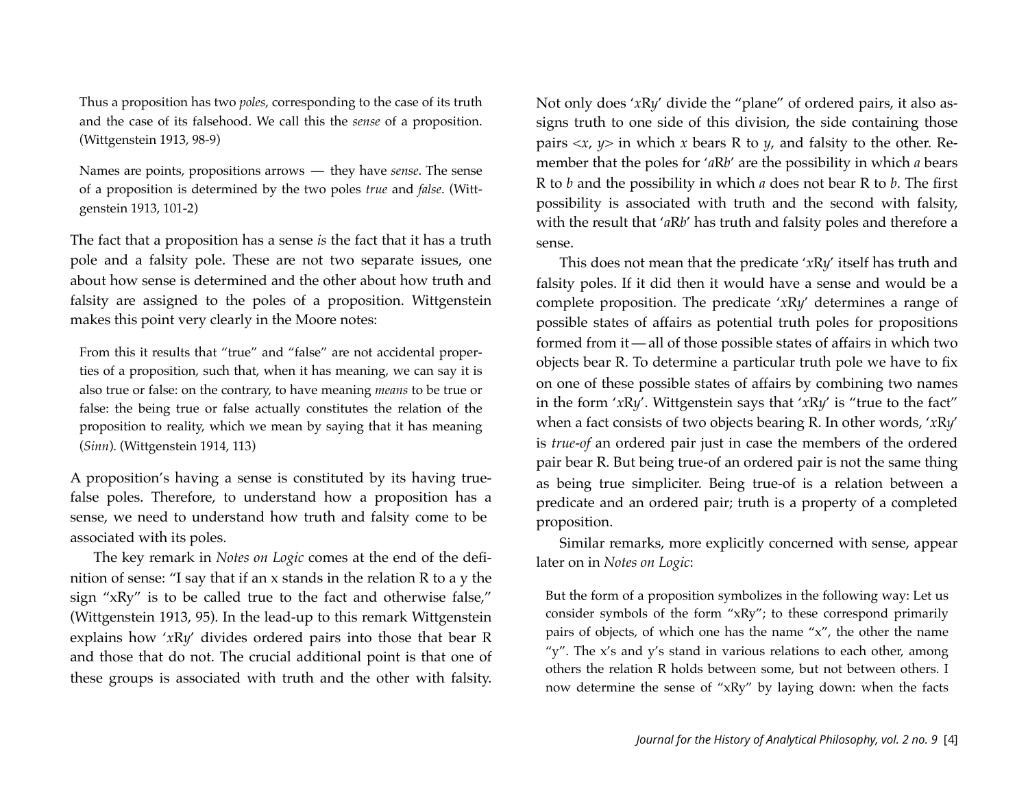> Thus a proposition has two *poles*, corresponding to the case of its truth and the case of its falsehood. We call this the *sense* of a proposition. (Wittgenstein 1913, 98-9)

> Names are points, propositions arrows — they have *sense*. The sense of a proposition is determined by the two poles *true* and *false*. (Wittgenstein 1913, 101-2)

The fact that a proposition has a sense *is* the fact that it has a truth pole and a falsity pole. These are not two separate issues, one about how sense is determined and the other about how truth and falsity are assigned to the poles of a proposition. Wittgenstein makes this point very clearly in the Moore notes:

> From this it results that "true" and "false" are not accidental properties of a proposition, such that, when it has meaning, we can say it is also true or false: on the contrary, to have meaning *means* to be true or false: the being true or false actually constitutes the relation of the proposition to reality, which we mean by saying that it has meaning (*Sinn*). (Wittgenstein 1914, 113)

A proposition's having a sense is constituted by its having true-false poles. Therefore, to understand how a proposition has a sense, we need to understand how truth and falsity come to be associated with its poles.

The key remark in *Notes on Logic* comes at the end of the definition of sense: "I say that if an x stands in the relation R to a y the sign "xRy" is to be called true to the fact and otherwise false," (Wittgenstein 1913, 95). In the lead-up to this remark Wittgenstein explains how '*x*R*y*' divides ordered pairs into those that bear R and those that do not. The crucial additional point is that one of these groups is associated with truth and the other with falsity. Not only does '*x*R*y*' divide the "plane" of ordered pairs, it also assigns truth to one side of this division, the side containing those pairs <*x*, *y*> in which *x* bears R to *y*, and falsity to the other. Remember that the poles for '*a*R*b*' are the possibility in which *a* bears R to *b* and the possibility in which *a* does not bear R to *b*. The first possibility is associated with truth and the second with falsity, with the result that '*a*R*b*' has truth and falsity poles and therefore a sense.

This does not mean that the predicate '*x*R*y*' itself has truth and falsity poles. If it did then it would have a sense and would be a complete proposition. The predicate '*x*R*y*' determines a range of possible states of affairs as potential truth poles for propositions formed from it — all of those possible states of affairs in which two objects bear R. To determine a particular truth pole we have to fix on one of these possible states of affairs by combining two names in the form '*x*R*y*'. Wittgenstein says that '*x*R*y*' is "true to the fact" when a fact consists of two objects bearing R. In other words, '*x*R*y*' is *true-of* an ordered pair just in case the members of the ordered pair bear R. But being true-of an ordered pair is not the same thing as being true simpliciter. Being true-of is a relation between a predicate and an ordered pair; truth is a property of a completed proposition.

Similar remarks, more explicitly concerned with sense, appear later on in *Notes on Logic*:

> But the form of a proposition symbolizes in the following way: Let us consider symbols of the form "xRy"; to these correspond primarily pairs of objects, of which one has the name "x", the other the name "y". The x's and y's stand in various relations to each other, among others the relation R holds between some, but not between others. I now determine the sense of "xRy" by laying down: when the facts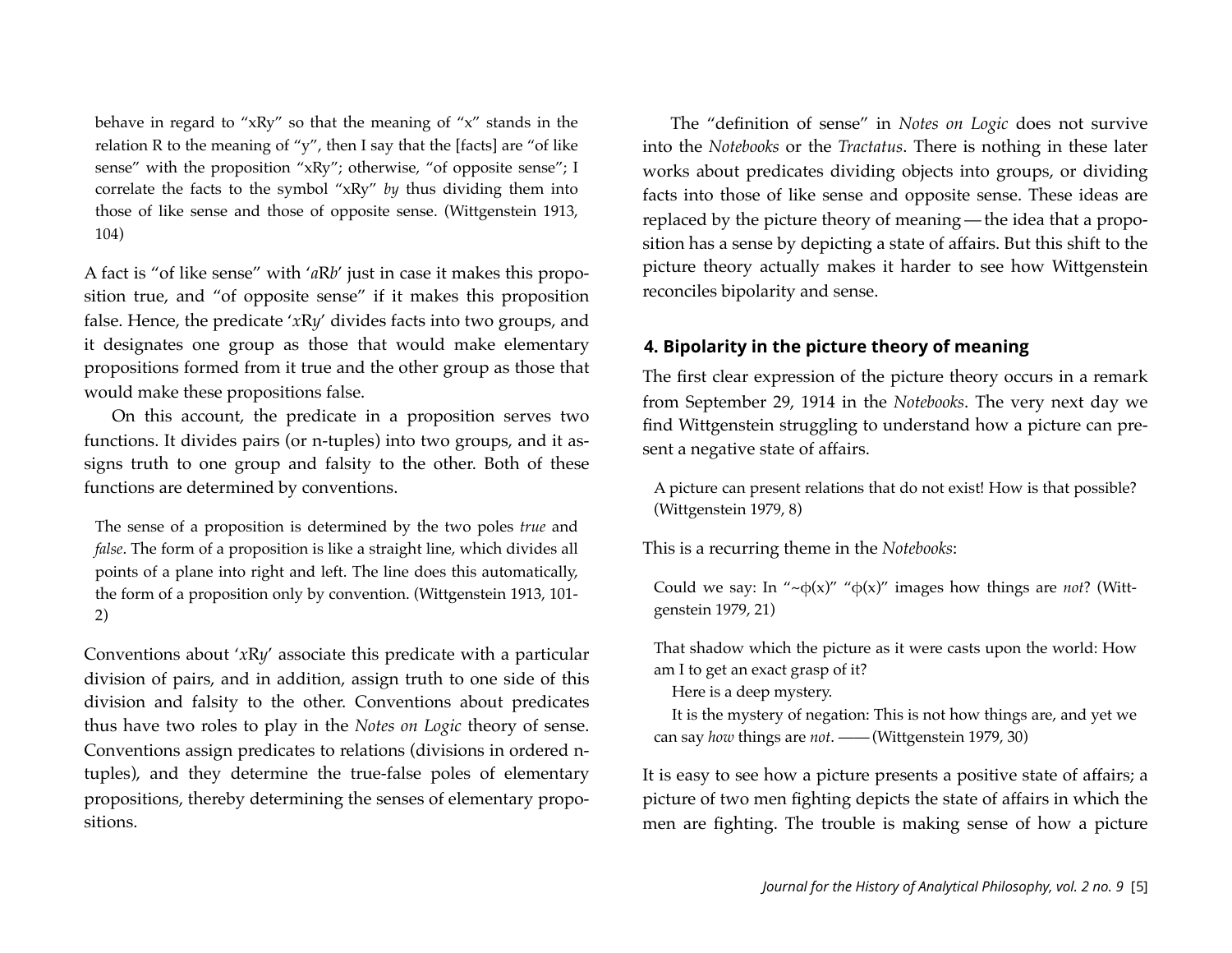behave in regard to "xRy" so that the meaning of "x" stands in the relation R to the meaning of "y", then I say that the [facts] are "of like sense" with the proposition "xRy"; otherwise, "of opposite sense"; I correlate the facts to the symbol "xRy" *by* thus dividing them into those of like sense and those of opposite sense. (Wittgenstein 1913, 104)

A fact is "of like sense" with '*a*R*b*' just in case it makes this proposition true, and "of opposite sense" if it makes this proposition false. Hence, the predicate '*x*R*y*' divides facts into two groups, and it designates one group as those that would make elementary propositions formed from it true and the other group as those that would make these propositions false.

On this account, the predicate in a proposition serves two functions. It divides pairs (or n-tuples) into two groups, and it assigns truth to one group and falsity to the other. Both of these functions are determined by conventions.

> The sense of a proposition is determined by the two poles *true* and *false*. The form of a proposition is like a straight line, which divides all points of a plane into right and left. The line does this automatically, the form of a proposition only by convention. (Wittgenstein 1913, 101-2)

Conventions about '*x*R*y*' associate this predicate with a particular division of pairs, and in addition, assign truth to one side of this division and falsity to the other. Conventions about predicates thus have two roles to play in the *Notes on Logic* theory of sense. Conventions assign predicates to relations (divisions in ordered n-tuples), and they determine the true-false poles of elementary propositions, thereby determining the senses of elementary propositions.

The "definition of sense" in *Notes on Logic* does not survive into the *Notebooks* or the *Tractatus*. There is nothing in these later works about predicates dividing objects into groups, or dividing facts into those of like sense and opposite sense. These ideas are replaced by the picture theory of meaning — the idea that a proposition has a sense by depicting a state of affairs. But this shift to the picture theory actually makes it harder to see how Wittgenstein reconciles bipolarity and sense.

## 4. Bipolarity in the picture theory of meaning

The first clear expression of the picture theory occurs in a remark from September 29, 1914 in the *Notebooks*. The very next day we find Wittgenstein struggling to understand how a picture can present a negative state of affairs.

> A picture can present relations that do not exist! How is that possible? (Wittgenstein 1979, 8)

This is a recurring theme in the *Notebooks*:

> Could we say: In "~ϕ(x)" "ϕ(x)" images how things are *not*? (Wittgenstein 1979, 21)

> That shadow which the picture as it were casts upon the world: How am I to get an exact grasp of it?
>
> Here is a deep mystery.
>
> It is the mystery of negation: This is not how things are, and yet we can say *how* things are *not*. —— (Wittgenstein 1979, 30)

It is easy to see how a picture presents a positive state of affairs; a picture of two men fighting depicts the state of affairs in which the men are fighting. The trouble is making sense of how a picture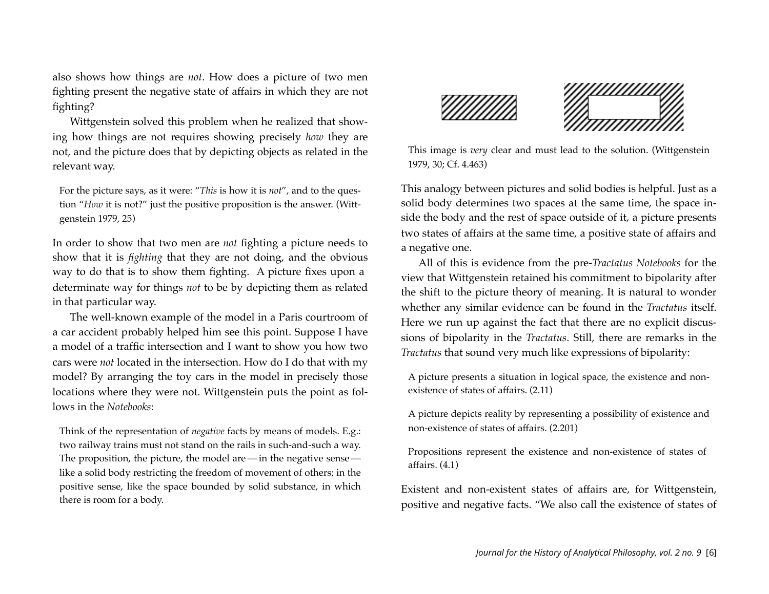also shows how things are *not*. How does a picture of two men fighting present the negative state of affairs in which they are not fighting?

Wittgenstein solved this problem when he realized that showing how things are not requires showing precisely *how* they are not, and the picture does that by depicting objects as related in the relevant way.

> For the picture says, as it were: "*This* is how it is *not*", and to the question "*How* it is not?" just the positive proposition is the answer. (Wittgenstein 1979, 25)

In order to show that two men are *not* fighting a picture needs to show that it is *fighting* that they are not doing, and the obvious way to do that is to show them fighting. A picture fixes upon a determinate way for things *not* to be by depicting them as related in that particular way.

The well-known example of the model in a Paris courtroom of a car accident probably helped him see this point. Suppose I have a model of a traffic intersection and I want to show you how two cars were *not* located in the intersection. How do I do that with my model? By arranging the toy cars in the model in precisely those locations where they were not. Wittgenstein puts the point as follows in the *Notebooks*:

> Think of the representation of *negative* facts by means of models. E.g.: two railway trains must not stand on the rails in such-and-such a way. The proposition, the picture, the model are — in the negative sense — like a solid body restricting the freedom of movement of others; in the positive sense, like the space bounded by solid substance, in which there is room for a body.
>
> This image is *very* clear and must lead to the solution. (Wittgenstein 1979, 30; Cf. 4.463)

This analogy between pictures and solid bodies is helpful. Just as a solid body determines two spaces at the same time, the space inside the body and the rest of space outside of it, a picture presents two states of affairs at the same time, a positive state of affairs and a negative one.

All of this is evidence from the pre-*Tractatus Notebooks* for the view that Wittgenstein retained his commitment to bipolarity after the shift to the picture theory of meaning. It is natural to wonder whether any similar evidence can be found in the *Tractatus* itself. Here we run up against the fact that there are no explicit discussions of bipolarity in the *Tractatus*. Still, there are remarks in the *Tractatus* that sound very much like expressions of bipolarity:

> A picture presents a situation in logical space, the existence and non-existence of states of affairs. (2.11)

> A picture depicts reality by representing a possibility of existence and non-existence of states of affairs. (2.201)

> Propositions represent the existence and non-existence of states of affairs. (4.1)

Existent and non-existent states of affairs are, for Wittgenstein, positive and negative facts. "We also call the existence of states of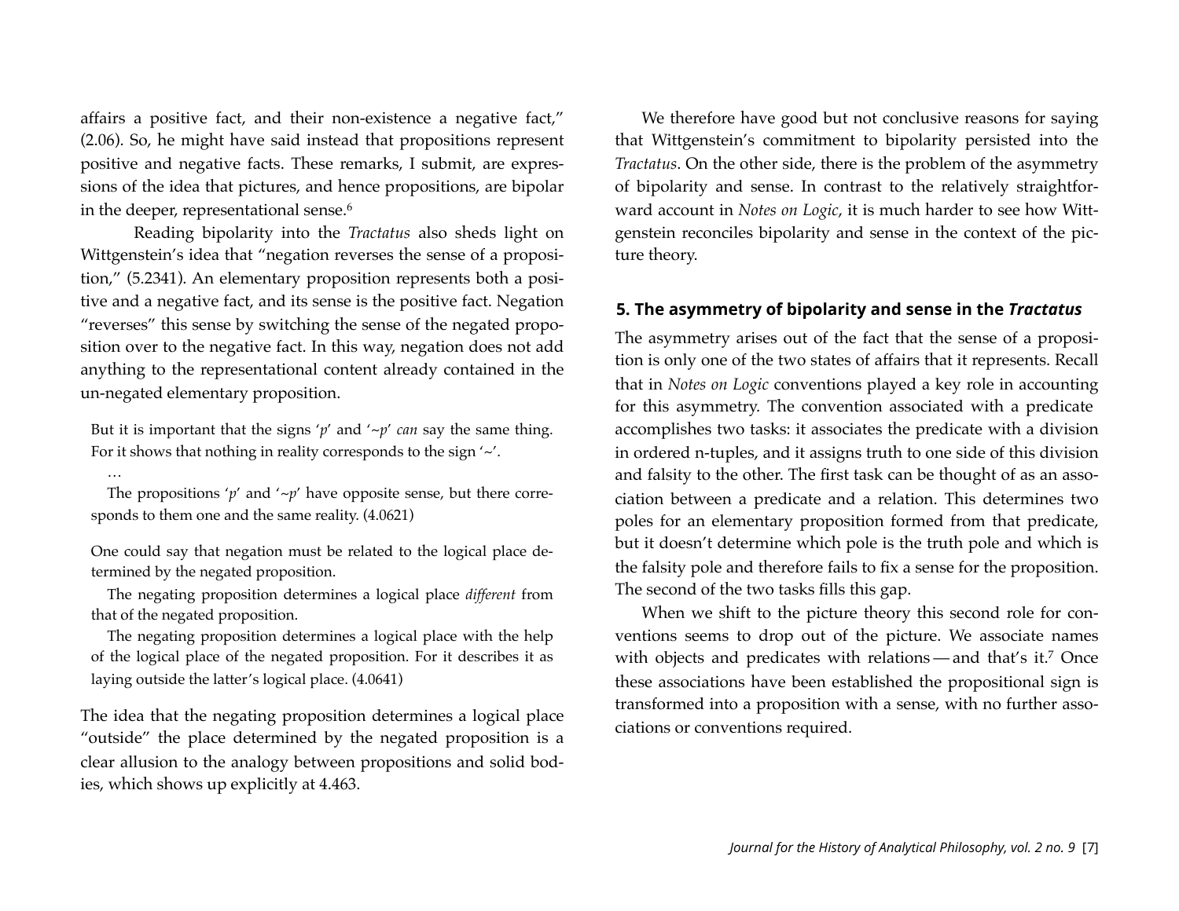affairs a positive fact, and their non-existence a negative fact," (2.06). So, he might have said instead that propositions represent positive and negative facts. These remarks, I submit, are expressions of the idea that pictures, and hence propositions, are bipolar in the deeper, representational sense.[6]

Reading bipolarity into the *Tractatus* also sheds light on Wittgenstein's idea that "negation reverses the sense of a proposition," (5.2341). An elementary proposition represents both a positive and a negative fact, and its sense is the positive fact. Negation "reverses" this sense by switching the sense of the negated proposition over to the negative fact. In this way, negation does not add anything to the representational content already contained in the un-negated elementary proposition.

> But it is important that the signs '*p*' and '~*p*' *can* say the same thing. For it shows that nothing in reality corresponds to the sign '~'.
>
> …
>
> The propositions '*p*' and '~*p*' have opposite sense, but there corresponds to them one and the same reality. (4.0621)

> One could say that negation must be related to the logical place determined by the negated proposition.
>
> The negating proposition determines a logical place *different* from that of the negated proposition.
>
> The negating proposition determines a logical place with the help of the logical place of the negated proposition. For it describes it as laying outside the latter's logical place. (4.0641)

The idea that the negating proposition determines a logical place "outside" the place determined by the negated proposition is a clear allusion to the analogy between propositions and solid bodies, which shows up explicitly at 4.463.

We therefore have good but not conclusive reasons for saying that Wittgenstein's commitment to bipolarity persisted into the *Tractatus*. On the other side, there is the problem of the asymmetry of bipolarity and sense. In contrast to the relatively straightforward account in *Notes on Logic*, it is much harder to see how Wittgenstein reconciles bipolarity and sense in the context of the picture theory.

## 5. The asymmetry of bipolarity and sense in the *Tractatus*

The asymmetry arises out of the fact that the sense of a proposition is only one of the two states of affairs that it represents. Recall that in *Notes on Logic* conventions played a key role in accounting for this asymmetry. The convention associated with a predicate accomplishes two tasks: it associates the predicate with a division in ordered n-tuples, and it assigns truth to one side of this division and falsity to the other. The first task can be thought of as an association between a predicate and a relation. This determines two poles for an elementary proposition formed from that predicate, but it doesn't determine which pole is the truth pole and which is the falsity pole and therefore fails to fix a sense for the proposition. The second of the two tasks fills this gap.

When we shift to the picture theory this second role for conventions seems to drop out of the picture. We associate names with objects and predicates with relations — and that's it.[7] Once these associations have been established the propositional sign is transformed into a proposition with a sense, with no further associations or conventions required.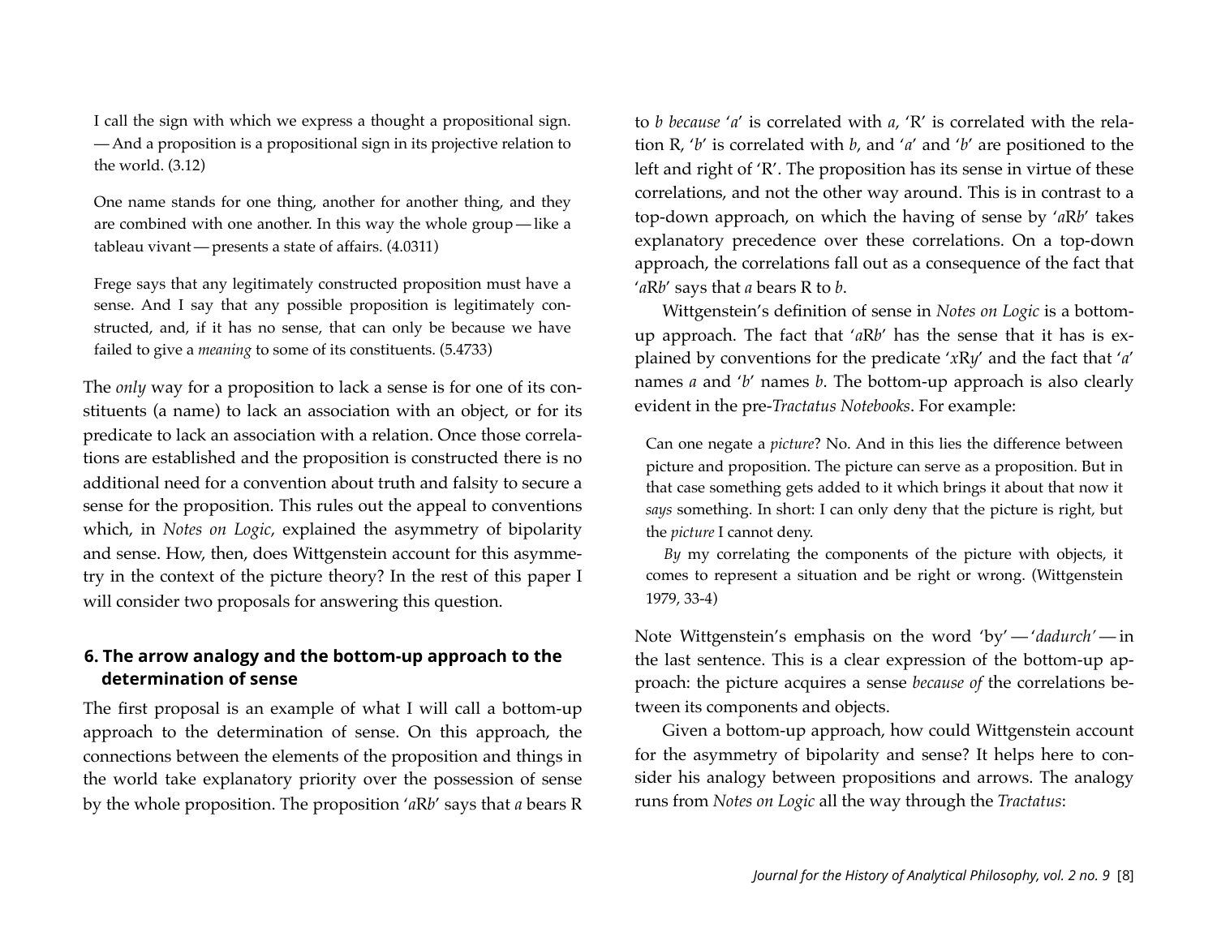> I call the sign with which we express a thought a propositional sign. — And a proposition is a propositional sign in its projective relation to the world. (3.12)

> One name stands for one thing, another for another thing, and they are combined with one another. In this way the whole group — like a tableau vivant — presents a state of affairs. (4.0311)

> Frege says that any legitimately constructed proposition must have a sense. And I say that any possible proposition is legitimately constructed, and, if it has no sense, that can only be because we have failed to give a *meaning* to some of its constituents. (5.4733)

The *only* way for a proposition to lack a sense is for one of its constituents (a name) to lack an association with an object, or for its predicate to lack an association with a relation. Once those correlations are established and the proposition is constructed there is no additional need for a convention about truth and falsity to secure a sense for the proposition. This rules out the appeal to conventions which, in *Notes on Logic*, explained the asymmetry of bipolarity and sense. How, then, does Wittgenstein account for this asymmetry in the context of the picture theory? In the rest of this paper I will consider two proposals for answering this question.

## 6. The arrow analogy and the bottom-up approach to the determination of sense

The first proposal is an example of what I will call a bottom-up approach to the determination of sense. On this approach, the connections between the elements of the proposition and things in the world take explanatory priority over the possession of sense by the whole proposition. The proposition '*a*R*b*' says that *a* bears R to *b* *because* '*a*' is correlated with *a*, 'R' is correlated with the relation R, '*b*' is correlated with *b*, and '*a*' and '*b*' are positioned to the left and right of 'R'. The proposition has its sense in virtue of these correlations, and not the other way around. This is in contrast to a top-down approach, on which the having of sense by '*a*R*b*' takes explanatory precedence over these correlations. On a top-down approach, the correlations fall out as a consequence of the fact that '*a*R*b*' says that *a* bears R to *b*.

Wittgenstein's definition of sense in *Notes on Logic* is a bottom-up approach. The fact that '*a*R*b*' has the sense that it has is explained by conventions for the predicate '*x*R*y*' and the fact that '*a*' names *a* and '*b*' names *b*. The bottom-up approach is also clearly evident in the pre-*Tractatus Notebooks*. For example:

> Can one negate a *picture*? No. And in this lies the difference between picture and proposition. The picture can serve as a proposition. But in that case something gets added to it which brings it about that now it *says* something. In short: I can only deny that the picture is right, but the *picture* I cannot deny.
>
> *By* my correlating the components of the picture with objects, it comes to represent a situation and be right or wrong. (Wittgenstein 1979, 33-4)

Note Wittgenstein's emphasis on the word 'by' — '*dadurch*' — in the last sentence. This is a clear expression of the bottom-up approach: the picture acquires a sense *because of* the correlations between its components and objects.

Given a bottom-up approach, how could Wittgenstein account for the asymmetry of bipolarity and sense? It helps here to consider his analogy between propositions and arrows. The analogy runs from *Notes on Logic* all the way through the *Tractatus*: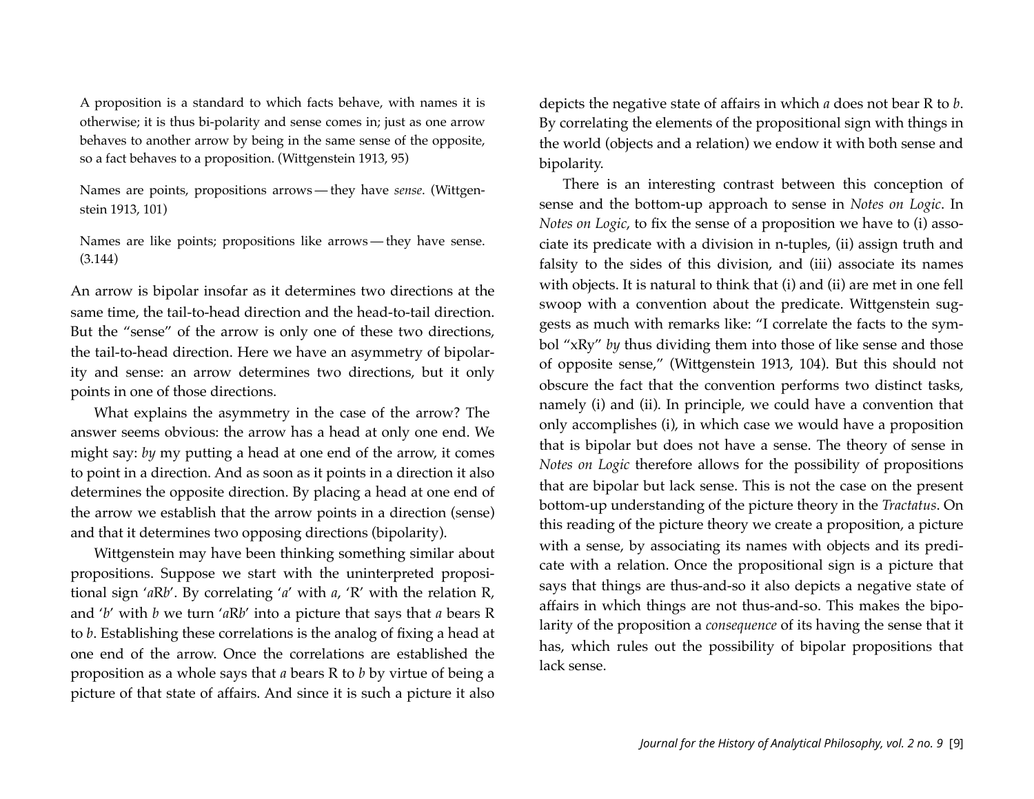> A proposition is a standard to which facts behave, with names it is otherwise; it is thus bi-polarity and sense comes in; just as one arrow behaves to another arrow by being in the same sense of the opposite, so a fact behaves to a proposition. (Wittgenstein 1913, 95)

> Names are points, propositions arrows — they have *sense*. (Wittgenstein 1913, 101)

> Names are like points; propositions like arrows — they have sense. (3.144)

An arrow is bipolar insofar as it determines two directions at the same time, the tail-to-head direction and the head-to-tail direction. But the "sense" of the arrow is only one of these two directions, the tail-to-head direction. Here we have an asymmetry of bipolarity and sense: an arrow determines two directions, but it only points in one of those directions.

What explains the asymmetry in the case of the arrow? The answer seems obvious: the arrow has a head at only one end. We might say: *by* my putting a head at one end of the arrow, it comes to point in a direction. And as soon as it points in a direction it also determines the opposite direction. By placing a head at one end of the arrow we establish that the arrow points in a direction (sense) and that it determines two opposing directions (bipolarity).

Wittgenstein may have been thinking something similar about propositions. Suppose we start with the uninterpreted propositional sign '*a*R*b*'. By correlating '*a*' with *a*, 'R' with the relation R, and '*b*' with *b* we turn '*a*R*b*' into a picture that says that *a* bears R to *b*. Establishing these correlations is the analog of fixing a head at one end of the arrow. Once the correlations are established the proposition as a whole says that *a* bears R to *b* by virtue of being a picture of that state of affairs. And since it is such a picture it also depicts the negative state of affairs in which *a* does not bear R to *b*. By correlating the elements of the propositional sign with things in the world (objects and a relation) we endow it with both sense and bipolarity.

There is an interesting contrast between this conception of sense and the bottom-up approach to sense in *Notes on Logic*. In *Notes on Logic*, to fix the sense of a proposition we have to (i) associate its predicate with a division in n-tuples, (ii) assign truth and falsity to the sides of this division, and (iii) associate its names with objects. It is natural to think that (i) and (ii) are met in one fell swoop with a convention about the predicate. Wittgenstein suggests as much with remarks like: "I correlate the facts to the symbol "xRy" *by* thus dividing them into those of like sense and those of opposite sense," (Wittgenstein 1913, 104). But this should not obscure the fact that the convention performs two distinct tasks, namely (i) and (ii). In principle, we could have a convention that only accomplishes (i), in which case we would have a proposition that is bipolar but does not have a sense. The theory of sense in *Notes on Logic* therefore allows for the possibility of propositions that are bipolar but lack sense. This is not the case on the present bottom-up understanding of the picture theory in the *Tractatus*. On this reading of the picture theory we create a proposition, a picture with a sense, by associating its names with objects and its predicate with a relation. Once the propositional sign is a picture that says that things are thus-and-so it also depicts a negative state of affairs in which things are not thus-and-so. This makes the bipolarity of the proposition a *consequence* of its having the sense that it has, which rules out the possibility of bipolar propositions that lack sense.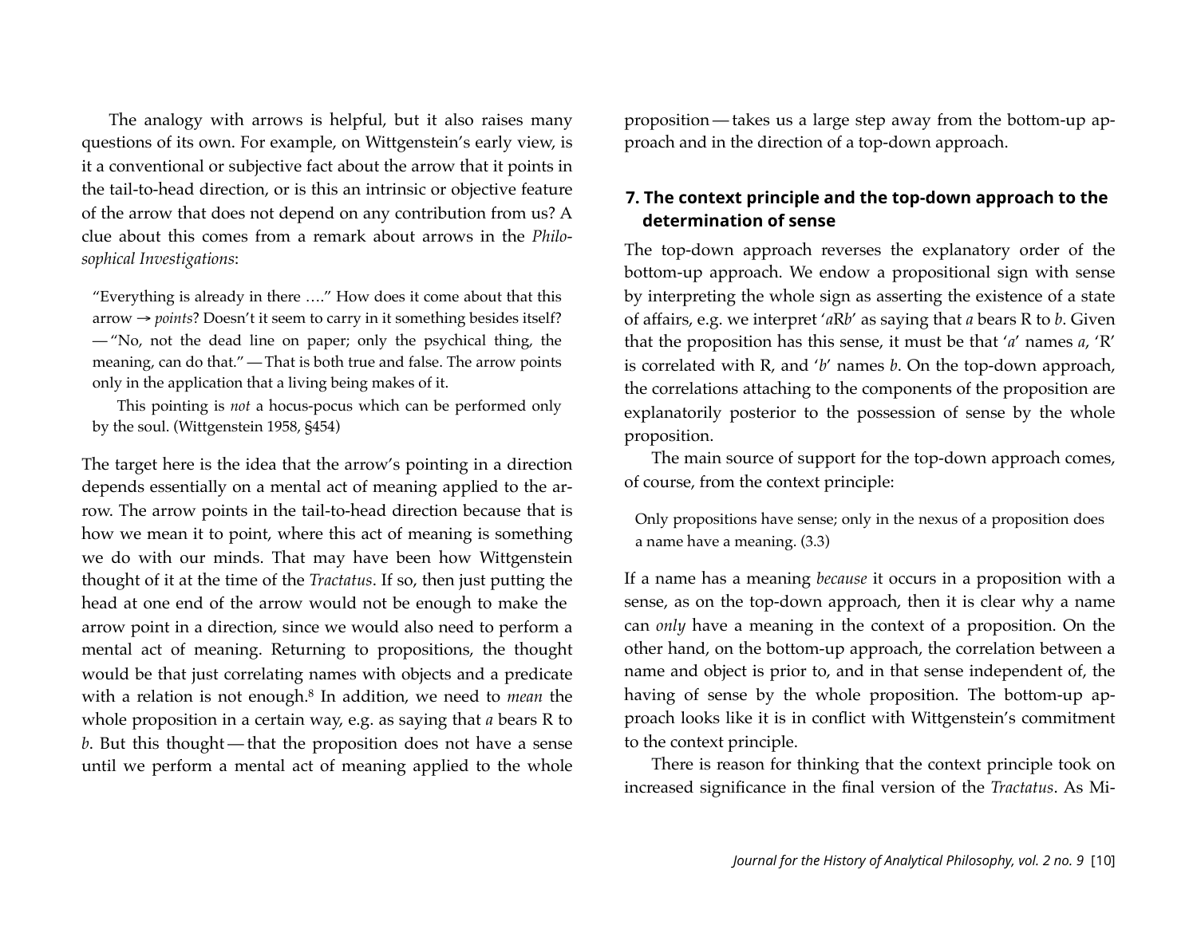The analogy with arrows is helpful, but it also raises many questions of its own. For example, on Wittgenstein's early view, is it a conventional or subjective fact about the arrow that it points in the tail-to-head direction, or is this an intrinsic or objective feature of the arrow that does not depend on any contribution from us? A clue about this comes from a remark about arrows in the *Philosophical Investigations*:

> "Everything is already in there …." How does it come about that this arrow → *points*? Doesn't it seem to carry in it something besides itself? — "No, not the dead line on paper; only the psychical thing, the meaning, can do that." — That is both true and false. The arrow points only in the application that a living being makes of it.
>
> This pointing is *not* a hocus-pocus which can be performed only by the soul. (Wittgenstein 1958, §454)

The target here is the idea that the arrow's pointing in a direction depends essentially on a mental act of meaning applied to the arrow. The arrow points in the tail-to-head direction because that is how we mean it to point, where this act of meaning is something we do with our minds. That may have been how Wittgenstein thought of it at the time of the *Tractatus*. If so, then just putting the head at one end of the arrow would not be enough to make the arrow point in a direction, since we would also need to perform a mental act of meaning. Returning to propositions, the thought would be that just correlating names with objects and a predicate with a relation is not enough.[8] In addition, we need to *mean* the whole proposition in a certain way, e.g. as saying that *a* bears R to *b*. But this thought — that the proposition does not have a sense until we perform a mental act of meaning applied to the whole proposition — takes us a large step away from the bottom-up approach and in the direction of a top-down approach.

## 7. The context principle and the top-down approach to the determination of sense

The top-down approach reverses the explanatory order of the bottom-up approach. We endow a propositional sign with sense by interpreting the whole sign as asserting the existence of a state of affairs, e.g. we interpret '*a*R*b*' as saying that *a* bears R to *b*. Given that the proposition has this sense, it must be that '*a*' names *a*, 'R' is correlated with R, and '*b*' names *b*. On the top-down approach, the correlations attaching to the components of the proposition are explanatorily posterior to the possession of sense by the whole proposition.

The main source of support for the top-down approach comes, of course, from the context principle:

> Only propositions have sense; only in the nexus of a proposition does a name have a meaning. (3.3)

If a name has a meaning *because* it occurs in a proposition with a sense, as on the top-down approach, then it is clear why a name can *only* have a meaning in the context of a proposition. On the other hand, on the bottom-up approach, the correlation between a name and object is prior to, and in that sense independent of, the having of sense by the whole proposition. The bottom-up approach looks like it is in conflict with Wittgenstein's commitment to the context principle.

There is reason for thinking that the context principle took on increased significance in the final version of the *Tractatus*. As Mi-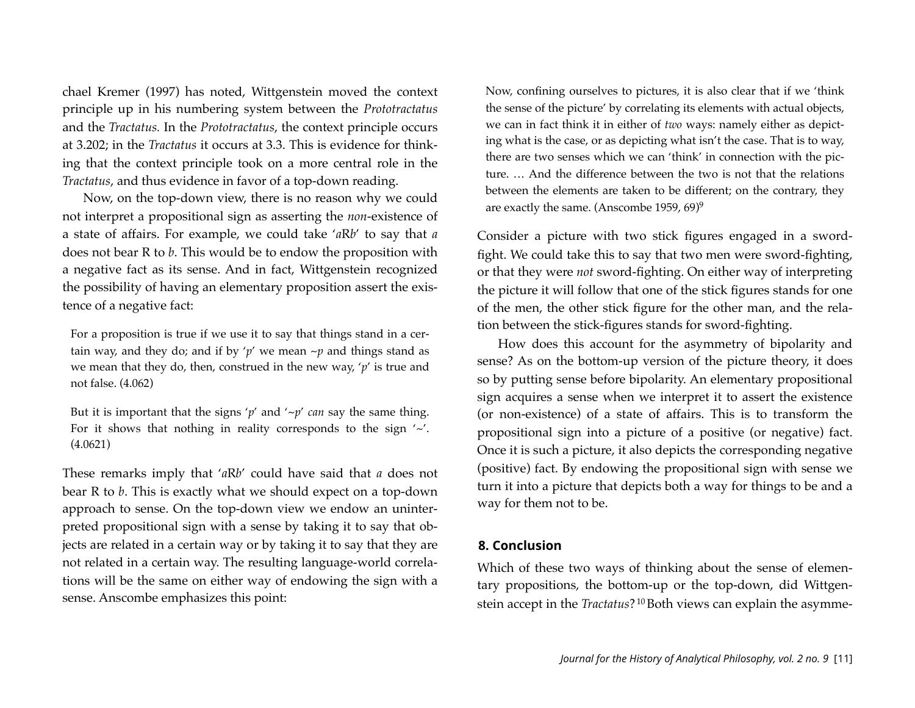chael Kremer (1997) has noted, Wittgenstein moved the context principle up in his numbering system between the *Prototractatus* and the *Tractatus.* In the *Prototractatus*, the context principle occurs at 3.202; in the *Tractatus* it occurs at 3.3. This is evidence for thinking that the context principle took on a more central role in the *Tractatus*, and thus evidence in favor of a top-down reading.

Now, on the top-down view, there is no reason why we could not interpret a propositional sign as asserting the *non*-existence of a state of affairs. For example, we could take '*a*R*b*' to say that *a* does not bear R to *b*. This would be to endow the proposition with a negative fact as its sense. And in fact, Wittgenstein recognized the possibility of having an elementary proposition assert the existence of a negative fact:

> For a proposition is true if we use it to say that things stand in a certain way, and they do; and if by '*p*' we mean ~*p* and things stand as we mean that they do, then, construed in the new way, '*p*' is true and not false. (4.062)

> But it is important that the signs '*p*' and '~*p*' *can* say the same thing. For it shows that nothing in reality corresponds to the sign '~'. (4.0621)

These remarks imply that '*a*R*b*' could have said that *a* does not bear R to *b*. This is exactly what we should expect on a top-down approach to sense. On the top-down view we endow an uninterpreted propositional sign with a sense by taking it to say that objects are related in a certain way or by taking it to say that they are not related in a certain way. The resulting language-world correlations will be the same on either way of endowing the sign with a sense. Anscombe emphasizes this point:

> Now, confining ourselves to pictures, it is also clear that if we 'think the sense of the picture' by correlating its elements with actual objects, we can in fact think it in either of *two* ways: namely either as depicting what is the case, or as depicting what isn't the case. That is to way, there are two senses which we can 'think' in connection with the picture. … And the difference between the two is not that the relations between the elements are taken to be different; on the contrary, they are exactly the same. (Anscombe 1959, 69)[9]

Consider a picture with two stick figures engaged in a sword-fight. We could take this to say that two men were sword-fighting, or that they were *not* sword-fighting. On either way of interpreting the picture it will follow that one of the stick figures stands for one of the men, the other stick figure for the other man, and the relation between the stick-figures stands for sword-fighting.

How does this account for the asymmetry of bipolarity and sense? As on the bottom-up version of the picture theory, it does so by putting sense before bipolarity. An elementary propositional sign acquires a sense when we interpret it to assert the existence (or non-existence) of a state of affairs. This is to transform the propositional sign into a picture of a positive (or negative) fact. Once it is such a picture, it also depicts the corresponding negative (positive) fact. By endowing the propositional sign with sense we turn it into a picture that depicts both a way for things to be and a way for them not to be.

## 8. Conclusion

Which of these two ways of thinking about the sense of elementary propositions, the bottom-up or the top-down, did Wittgenstein accept in the *Tractatus*?[10] Both views can explain the asymme-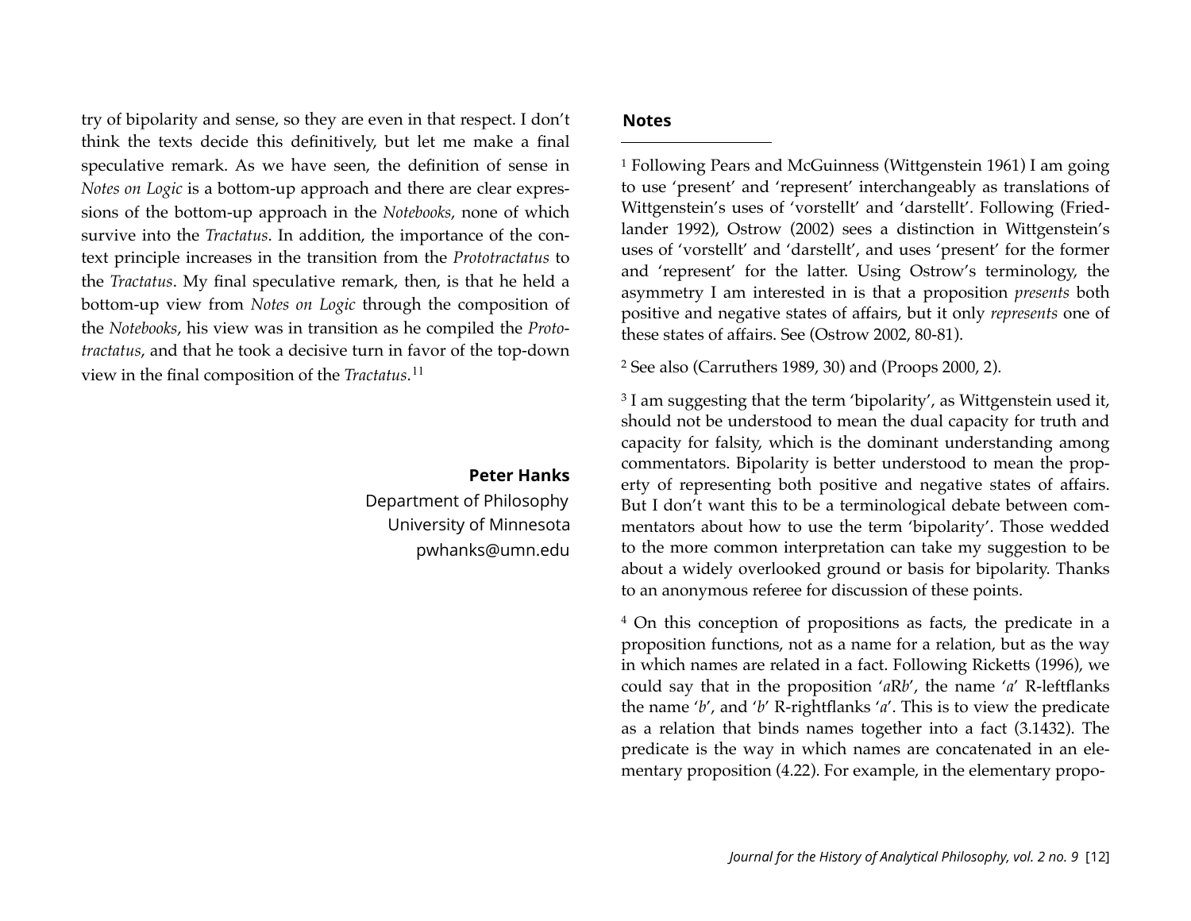try of bipolarity and sense, so they are even in that respect. I don't think the texts decide this definitively, but let me make a final speculative remark. As we have seen, the definition of sense in *Notes on Logic* is a bottom-up approach and there are clear expressions of the bottom-up approach in the *Notebooks*, none of which survive into the *Tractatus*. In addition, the importance of the context principle increases in the transition from the *Prototractatus* to the *Tractatus*. My final speculative remark, then, is that he held a bottom-up view from *Notes on Logic* through the composition of the *Notebooks*, his view was in transition as he compiled the *Prototractatus*, and that he took a decisive turn in favor of the top-down view in the final composition of the *Tractatus*.[11]

**Peter Hanks**
Department of Philosophy
University of Minnesota
pwhanks@umn.edu

## Notes

[1] Following Pears and McGuinness (Wittgenstein 1961) I am going to use 'present' and 'represent' interchangeably as translations of Wittgenstein's uses of 'vorstellt' and 'darstellt'. Following (Friedlander 1992), Ostrow (2002) sees a distinction in Wittgenstein's uses of 'vorstellt' and 'darstellt', and uses 'present' for the former and 'represent' for the latter. Using Ostrow's terminology, the asymmetry I am interested in is that a proposition *presents* both positive and negative states of affairs, but it only *represents* one of these states of affairs. See (Ostrow 2002, 80-81).

[2] See also (Carruthers 1989, 30) and (Proops 2000, 2).

[3] I am suggesting that the term 'bipolarity', as Wittgenstein used it, should not be understood to mean the dual capacity for truth and capacity for falsity, which is the dominant understanding among commentators. Bipolarity is better understood to mean the property of representing both positive and negative states of affairs. But I don't want this to be a terminological debate between commentators about how to use the term 'bipolarity'. Those wedded to the more common interpretation can take my suggestion to be about a widely overlooked ground or basis for bipolarity. Thanks to an anonymous referee for discussion of these points.

[4] On this conception of propositions as facts, the predicate in a proposition functions, not as a name for a relation, but as the way in which names are related in a fact. Following Ricketts (1996), we could say that in the proposition '*a*R*b*', the name '*a*' R-leftflanks the name '*b*', and '*b*' R-rightflanks '*a*'. This is to view the predicate as a relation that binds names together into a fact (3.1432). The predicate is the way in which names are concatenated in an elementary proposition (4.22). For example, in the elementary propo-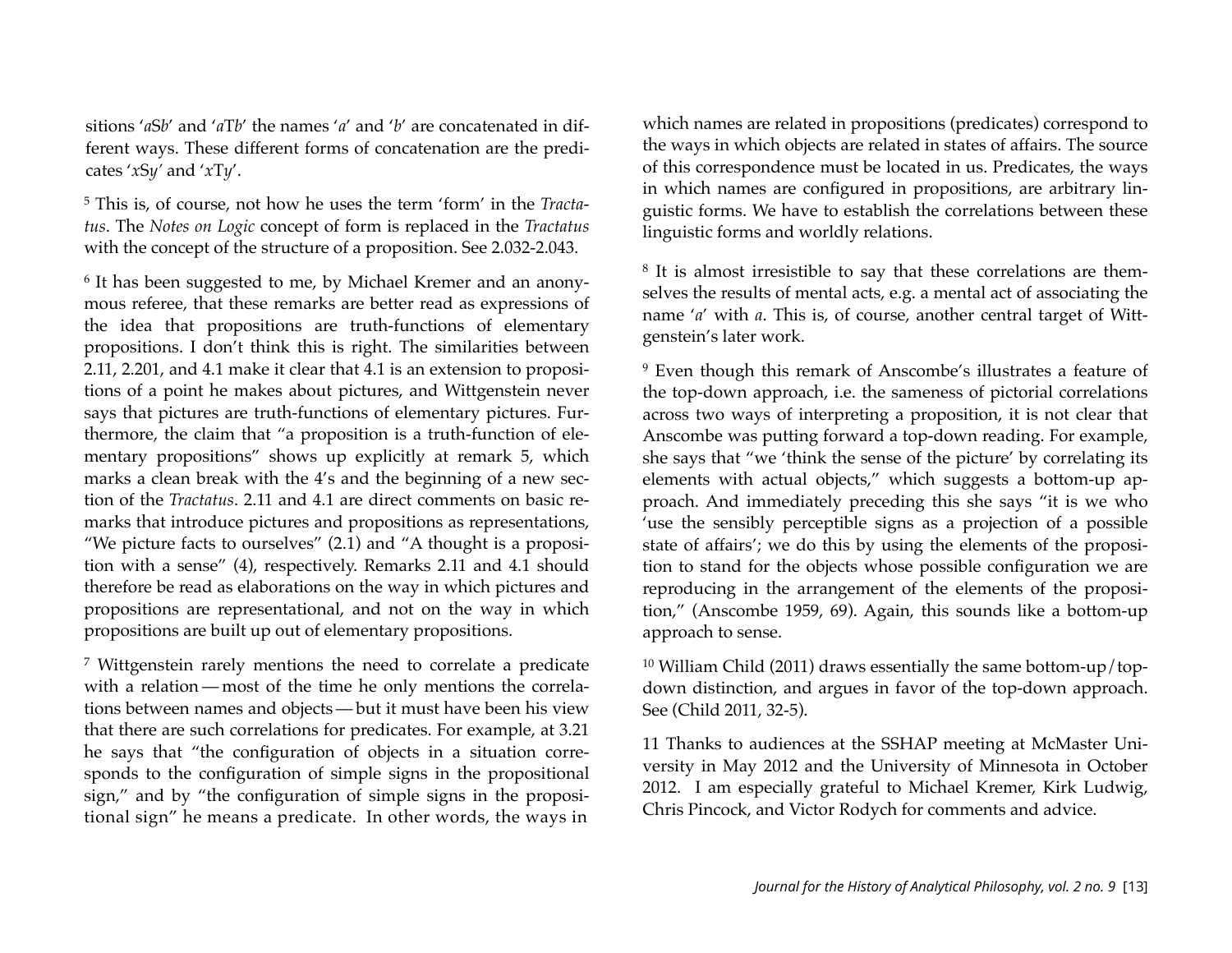sitions '*a*S*b*' and '*a*T*b*' the names '*a*' and '*b*' are concatenated in different ways. These different forms of concatenation are the predicates '*x*S*y*' and '*x*T*y*'.

[5] This is, of course, not how he uses the term 'form' in the *Tractatus*. The *Notes on Logic* concept of form is replaced in the *Tractatus* with the concept of the structure of a proposition. See 2.032-2.043.

[6] It has been suggested to me, by Michael Kremer and an anonymous referee, that these remarks are better read as expressions of the idea that propositions are truth-functions of elementary propositions. I don't think this is right. The similarities between 2.11, 2.201, and 4.1 make it clear that 4.1 is an extension to propositions of a point he makes about pictures, and Wittgenstein never says that pictures are truth-functions of elementary pictures. Furthermore, the claim that "a proposition is a truth-function of elementary propositions" shows up explicitly at remark 5, which marks a clean break with the 4's and the beginning of a new section of the *Tractatus*. 2.11 and 4.1 are direct comments on basic remarks that introduce pictures and propositions as representations, "We picture facts to ourselves" (2.1) and "A thought is a proposition with a sense" (4), respectively. Remarks 2.11 and 4.1 should therefore be read as elaborations on the way in which pictures and propositions are representational, and not on the way in which propositions are built up out of elementary propositions.

[7] Wittgenstein rarely mentions the need to correlate a predicate with a relation — most of the time he only mentions the correlations between names and objects — but it must have been his view that there are such correlations for predicates. For example, at 3.21 he says that "the configuration of objects in a situation corresponds to the configuration of simple signs in the propositional sign," and by "the configuration of simple signs in the propositional sign" he means a predicate. In other words, the ways in which names are related in propositions (predicates) correspond to the ways in which objects are related in states of affairs. The source of this correspondence must be located in us. Predicates, the ways in which names are configured in propositions, are arbitrary linguistic forms. We have to establish the correlations between these linguistic forms and worldly relations.

[8] It is almost irresistible to say that these correlations are themselves the results of mental acts, e.g. a mental act of associating the name '*a*' with *a*. This is, of course, another central target of Wittgenstein's later work.

[9] Even though this remark of Anscombe's illustrates a feature of the top-down approach, i.e. the sameness of pictorial correlations across two ways of interpreting a proposition, it is not clear that Anscombe was putting forward a top-down reading. For example, she says that "we 'think the sense of the picture' by correlating its elements with actual objects," which suggests a bottom-up approach. And immediately preceding this she says "it is we who 'use the sensibly perceptible signs as a projection of a possible state of affairs'; we do this by using the elements of the proposition to stand for the objects whose possible configuration we are reproducing in the arrangement of the elements of the proposition," (Anscombe 1959, 69). Again, this sounds like a bottom-up approach to sense.

[10] William Child (2011) draws essentially the same bottom-up/top-down distinction, and argues in favor of the top-down approach. See (Child 2011, 32-5).

11 Thanks to audiences at the SSHAP meeting at McMaster University in May 2012 and the University of Minnesota in October 2012. I am especially grateful to Michael Kremer, Kirk Ludwig, Chris Pincock, and Victor Rodych for comments and advice.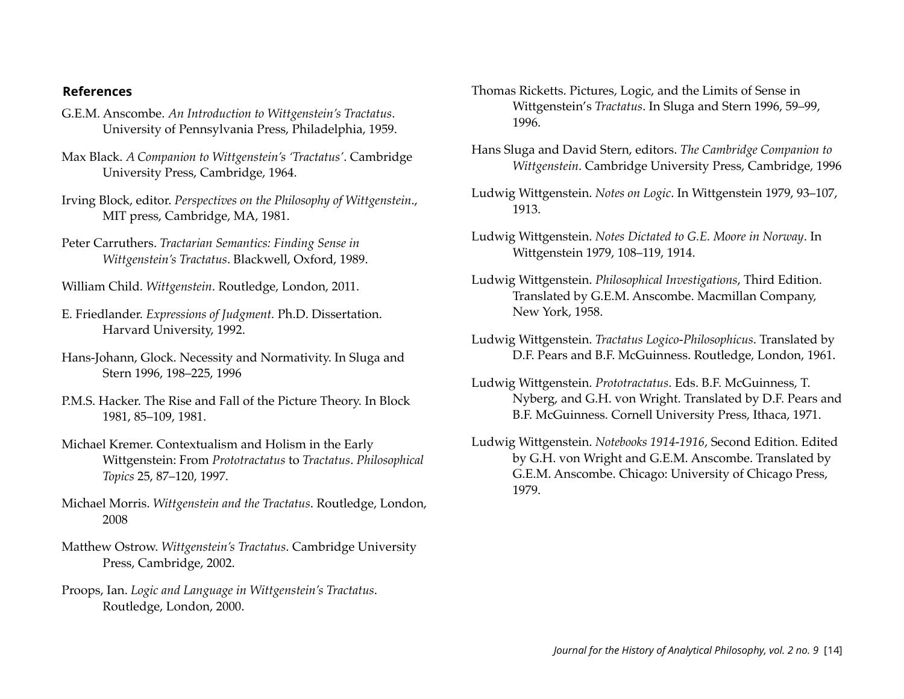## References

G.E.M. Anscombe. *An Introduction to Wittgenstein's Tractatus*. University of Pennsylvania Press, Philadelphia, 1959.

Max Black. *A Companion to Wittgenstein's 'Tractatus'*. Cambridge University Press, Cambridge, 1964.

Irving Block, editor. *Perspectives on the Philosophy of Wittgenstein*., MIT press, Cambridge, MA, 1981.

Peter Carruthers. *Tractarian Semantics: Finding Sense in Wittgenstein's Tractatus*. Blackwell, Oxford, 1989.

William Child. *Wittgenstein*. Routledge, London, 2011.

E. Friedlander. *Expressions of Judgment.* Ph.D. Dissertation. Harvard University, 1992.

Hans-Johann, Glock. Necessity and Normativity. In Sluga and Stern 1996, 198–225, 1996

P.M.S. Hacker. The Rise and Fall of the Picture Theory. In Block 1981, 85–109, 1981.

Michael Kremer. Contextualism and Holism in the Early Wittgenstein: From *Prototractatus* to *Tractatus*. *Philosophical Topics* 25, 87–120, 1997.

Michael Morris. *Wittgenstein and the Tractatus*. Routledge, London, 2008

Matthew Ostrow. *Wittgenstein's Tractatus*. Cambridge University Press, Cambridge, 2002.

Proops, Ian. *Logic and Language in Wittgenstein's Tractatus*. Routledge, London, 2000.

Thomas Ricketts. Pictures, Logic, and the Limits of Sense in Wittgenstein's *Tractatus*. In Sluga and Stern 1996, 59–99, 1996.

Hans Sluga and David Stern, editors. *The Cambridge Companion to Wittgenstein*. Cambridge University Press, Cambridge, 1996

Ludwig Wittgenstein. *Notes on Logic*. In Wittgenstein 1979, 93–107, 1913.

Ludwig Wittgenstein. *Notes Dictated to G.E. Moore in Norway*. In Wittgenstein 1979, 108–119, 1914.

Ludwig Wittgenstein. *Philosophical Investigations*, Third Edition. Translated by G.E.M. Anscombe. Macmillan Company, New York, 1958.

Ludwig Wittgenstein. *Tractatus Logico-Philosophicus*. Translated by D.F. Pears and B.F. McGuinness. Routledge, London, 1961.

Ludwig Wittgenstein. *Prototractatus*. Eds. B.F. McGuinness, T. Nyberg, and G.H. von Wright. Translated by D.F. Pears and B.F. McGuinness. Cornell University Press, Ithaca, 1971.

Ludwig Wittgenstein. *Notebooks 1914-1916*, Second Edition. Edited by G.H. von Wright and G.E.M. Anscombe. Translated by G.E.M. Anscombe. Chicago: University of Chicago Press, 1979.